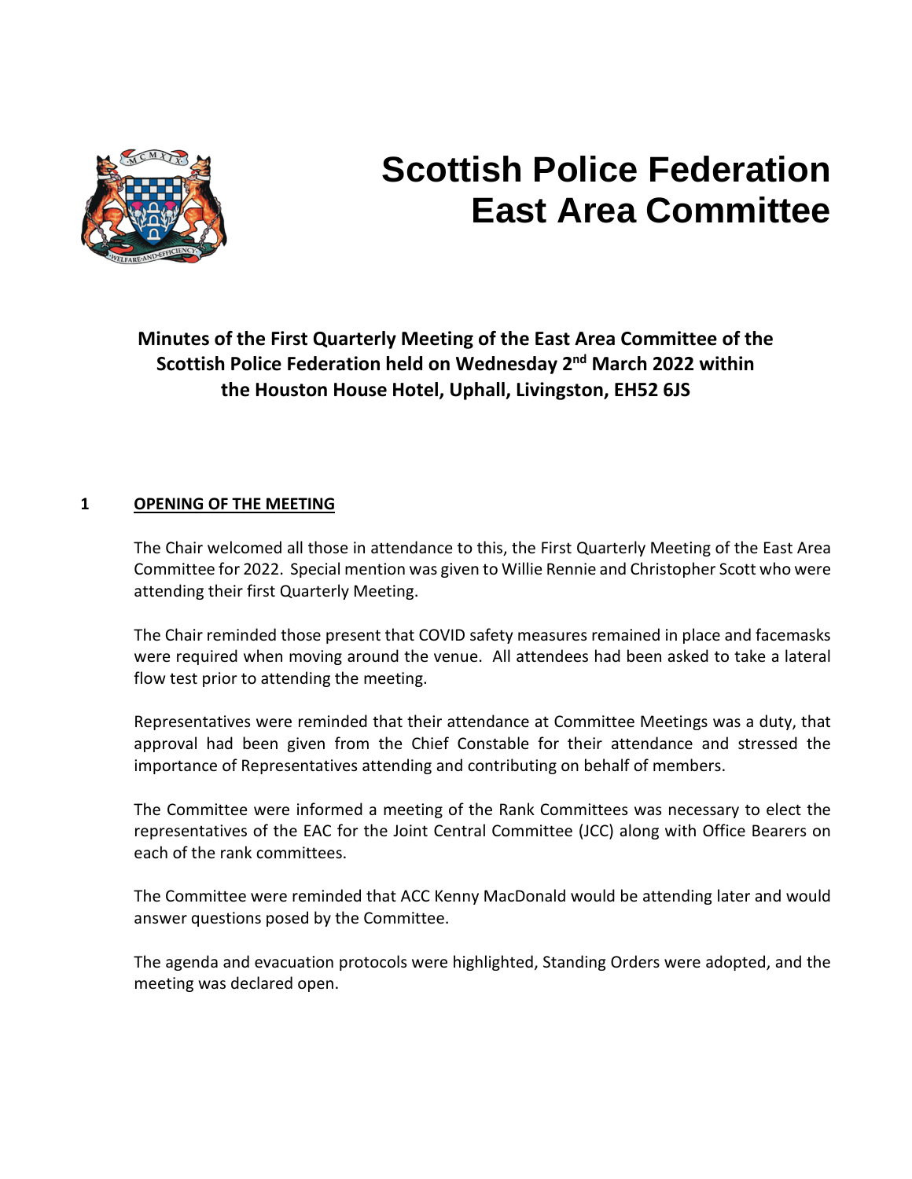# Scottish Police Federation East Area Committee

## Minutes of the First Quarterly Meeting of the East Area Committee of the Scottish Police Federation held on Wednesday 2nd March 2022 within the Houston House Hotel, Uphall, Livingston, EH52 6JS

### 1 OPENING OF THE MEETING

The Chair welcomed all those in attendance to this, the First Quarterly Meeting of the East Area Committee for 2022. Special mention was given to Willie Rennie and Christopher Scott who were attending their first Quarterly Meeting.

The Chair reminded those present that COVID safety measures remained in place and facemasks were required when moving around the venue. All attendees had been asked to take a lateral flow test prior to attending the meeting.

Representatives were reminded that their attendance at Committee Meetings was a duty, that approval had been given from the Chief Constable for their attendance and stressed the importance of Representatives attending and contributing on behalf of members.

The Committee were informed a meeting of the Rank Committees was necessary to elect the representatives of the EAC for the Joint Central Committee (JCC) along with Office Bearers on each of the rank committees.

The Committee were reminded that ACC Kenny MacDonald would be attending later and would answer questions posed by the Committee.

The agenda and evacuation protocols were highlighted, Standing Orders were adopted, and the meeting was declared open.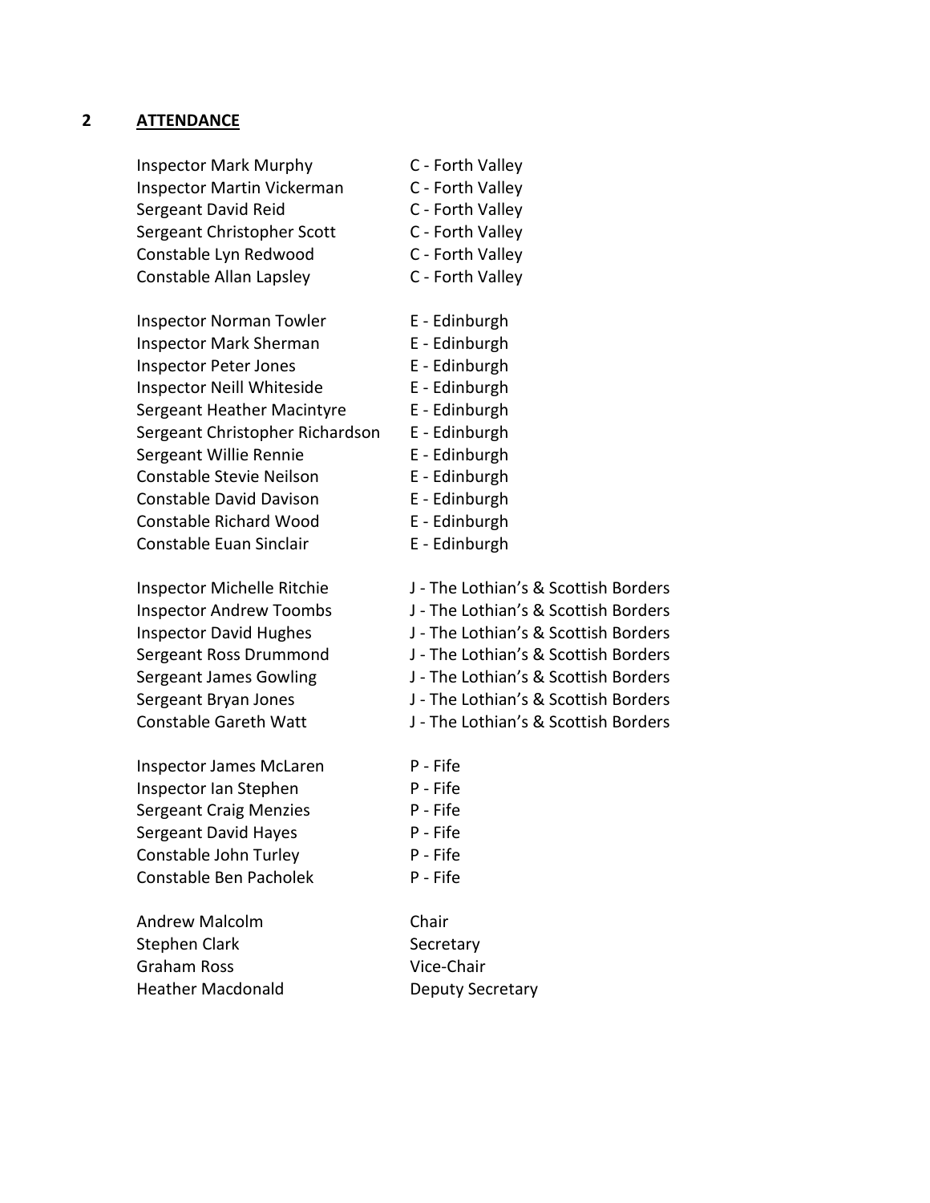## 2 ATTENDANCE

| | |
|---|---|
| Inspector Mark Murphy | C - Forth Valley |
| Inspector Martin Vickerman | C - Forth Valley |
| Sergeant David Reid | C - Forth Valley |
| Sergeant Christopher Scott | C - Forth Valley |
| Constable Lyn Redwood | C - Forth Valley |
| Constable Allan Lapsley | C - Forth Valley |
| Inspector Norman Towler | E - Edinburgh |
| Inspector Mark Sherman | E - Edinburgh |
| Inspector Peter Jones | E - Edinburgh |
| Inspector Neill Whiteside | E - Edinburgh |
| Sergeant Heather Macintyre | E - Edinburgh |
| Sergeant Christopher Richardson | E - Edinburgh |
| Sergeant Willie Rennie | E - Edinburgh |
| Constable Stevie Neilson | E - Edinburgh |
| Constable David Davison | E - Edinburgh |
| Constable Richard Wood | E - Edinburgh |
| Constable Euan Sinclair | E - Edinburgh |
| Inspector Michelle Ritchie | J - The Lothian's & Scottish Borders |
| Inspector Andrew Toombs | J - The Lothian's & Scottish Borders |
| Inspector David Hughes | J - The Lothian's & Scottish Borders |
| Sergeant Ross Drummond | J - The Lothian's & Scottish Borders |
| Sergeant James Gowling | J - The Lothian's & Scottish Borders |
| Sergeant Bryan Jones | J - The Lothian's & Scottish Borders |
| Constable Gareth Watt | J - The Lothian's & Scottish Borders |
| Inspector James McLaren | P - Fife |
| Inspector Ian Stephen | P - Fife |
| Sergeant Craig Menzies | P - Fife |
| Sergeant David Hayes | P - Fife |
| Constable John Turley | P - Fife |
| Constable Ben Pacholek | P - Fife |
| Andrew Malcolm | Chair |
| Stephen Clark | Secretary |
| Graham Ross | Vice-Chair |
| Heather Macdonald | Deputy Secretary |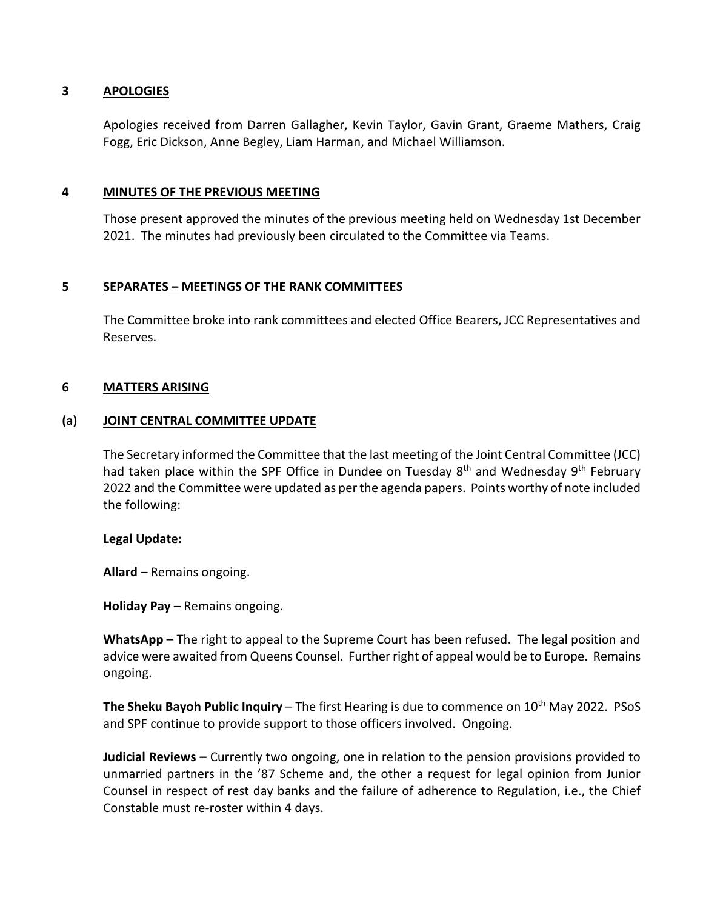## 3 APOLOGIES

Apologies received from Darren Gallagher, Kevin Taylor, Gavin Grant, Graeme Mathers, Craig Fogg, Eric Dickson, Anne Begley, Liam Harman, and Michael Williamson.

## 4 MINUTES OF THE PREVIOUS MEETING

Those present approved the minutes of the previous meeting held on Wednesday 1st December 2021. The minutes had previously been circulated to the Committee via Teams.

## 5 SEPARATES – MEETINGS OF THE RANK COMMITTEES

The Committee broke into rank committees and elected Office Bearers, JCC Representatives and Reserves.

## 6 MATTERS ARISING

### (a) JOINT CENTRAL COMMITTEE UPDATE

The Secretary informed the Committee that the last meeting of the Joint Central Committee (JCC) had taken place within the SPF Office in Dundee on Tuesday 8th and Wednesday 9th February 2022 and the Committee were updated as per the agenda papers. Points worthy of note included the following:

**Legal Update:**

**Allard** – Remains ongoing.

**Holiday Pay** – Remains ongoing.

**WhatsApp** – The right to appeal to the Supreme Court has been refused. The legal position and advice were awaited from Queens Counsel. Further right of appeal would be to Europe. Remains ongoing.

**The Sheku Bayoh Public Inquiry** – The first Hearing is due to commence on 10th May 2022. PSoS and SPF continue to provide support to those officers involved. Ongoing.

**Judicial Reviews –** Currently two ongoing, one in relation to the pension provisions provided to unmarried partners in the '87 Scheme and, the other a request for legal opinion from Junior Counsel in respect of rest day banks and the failure of adherence to Regulation, i.e., the Chief Constable must re-roster within 4 days.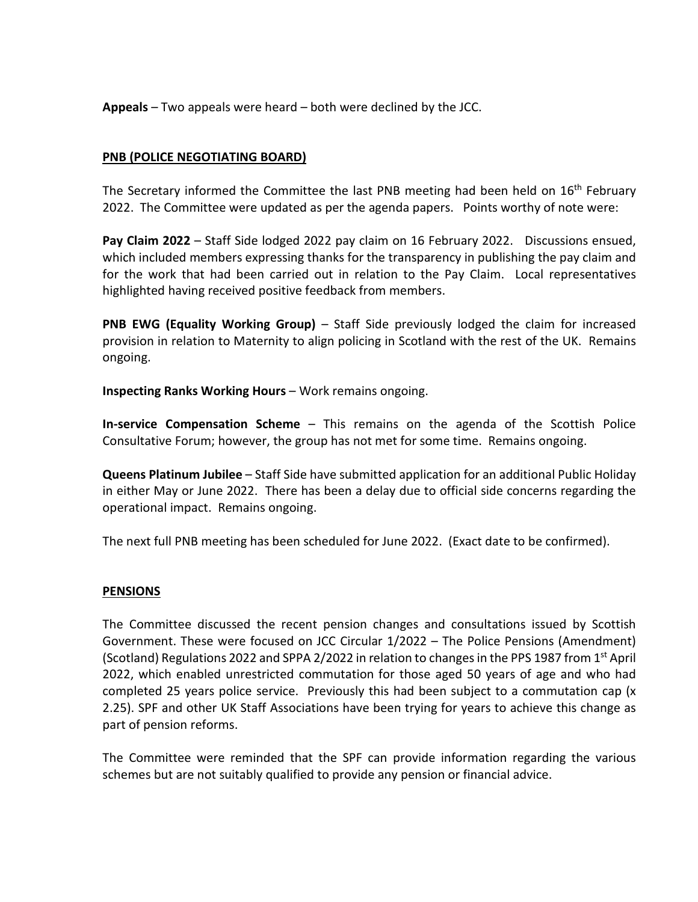**Appeals** – Two appeals were heard – both were declined by the JCC.

## PNB (POLICE NEGOTIATING BOARD)

The Secretary informed the Committee the last PNB meeting had been held on 16th February 2022. The Committee were updated as per the agenda papers. Points worthy of note were:

**Pay Claim 2022** – Staff Side lodged 2022 pay claim on 16 February 2022. Discussions ensued, which included members expressing thanks for the transparency in publishing the pay claim and for the work that had been carried out in relation to the Pay Claim. Local representatives highlighted having received positive feedback from members.

**PNB EWG (Equality Working Group)** – Staff Side previously lodged the claim for increased provision in relation to Maternity to align policing in Scotland with the rest of the UK. Remains ongoing.

**Inspecting Ranks Working Hours** – Work remains ongoing.

**In-service Compensation Scheme** – This remains on the agenda of the Scottish Police Consultative Forum; however, the group has not met for some time. Remains ongoing.

**Queens Platinum Jubilee** – Staff Side have submitted application for an additional Public Holiday in either May or June 2022. There has been a delay due to official side concerns regarding the operational impact. Remains ongoing.

The next full PNB meeting has been scheduled for June 2022. (Exact date to be confirmed).

## PENSIONS

The Committee discussed the recent pension changes and consultations issued by Scottish Government. These were focused on JCC Circular 1/2022 – The Police Pensions (Amendment) (Scotland) Regulations 2022 and SPPA 2/2022 in relation to changes in the PPS 1987 from 1st April 2022, which enabled unrestricted commutation for those aged 50 years of age and who had completed 25 years police service. Previously this had been subject to a commutation cap (x 2.25). SPF and other UK Staff Associations have been trying for years to achieve this change as part of pension reforms.

The Committee were reminded that the SPF can provide information regarding the various schemes but are not suitably qualified to provide any pension or financial advice.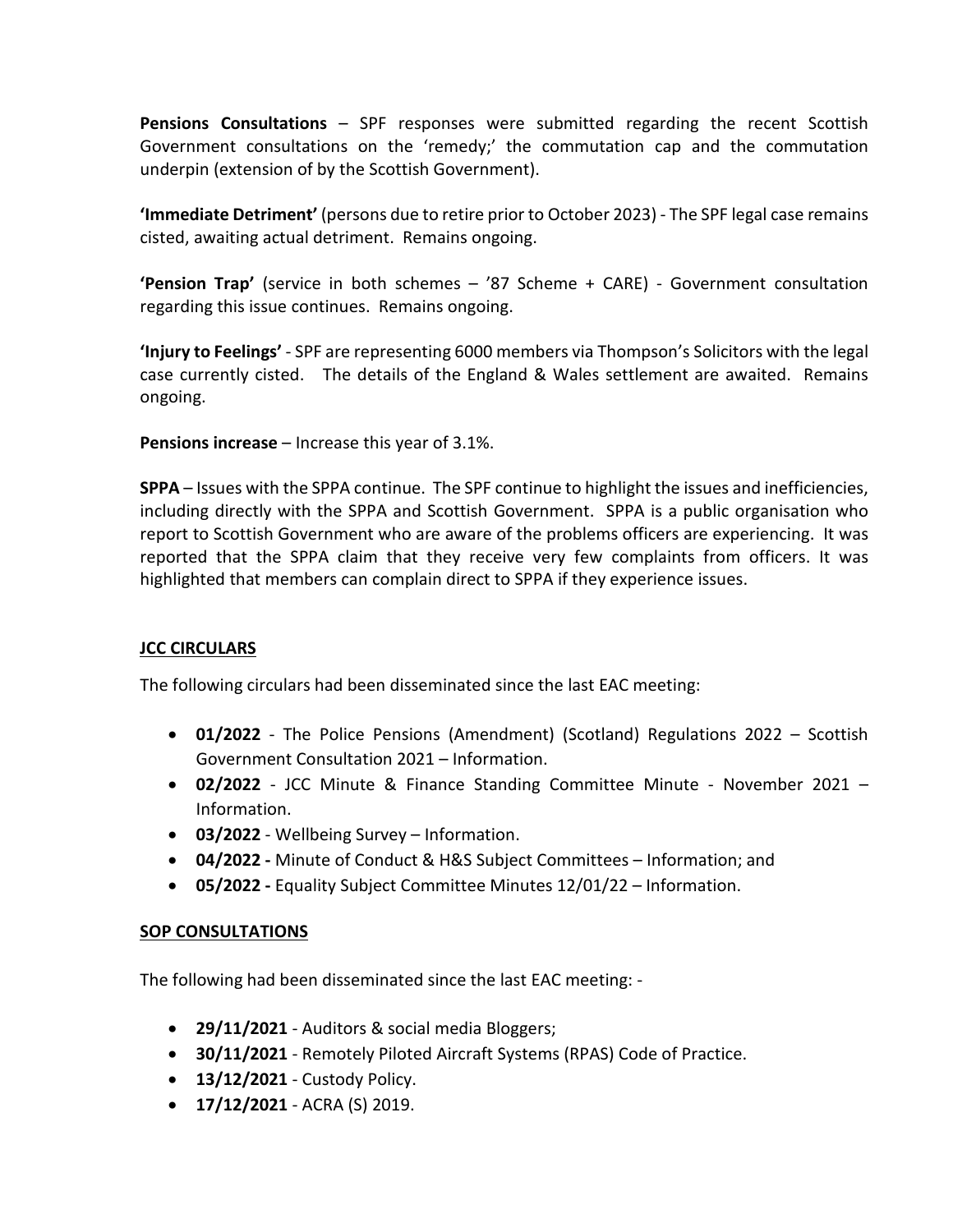**Pensions Consultations** – SPF responses were submitted regarding the recent Scottish Government consultations on the 'remedy;' the commutation cap and the commutation underpin (extension of by the Scottish Government).

**'Immediate Detriment'** (persons due to retire prior to October 2023) - The SPF legal case remains cisted, awaiting actual detriment. Remains ongoing.

**'Pension Trap'** (service in both schemes – '87 Scheme + CARE) - Government consultation regarding this issue continues. Remains ongoing.

**'Injury to Feelings'** - SPF are representing 6000 members via Thompson's Solicitors with the legal case currently cisted. The details of the England & Wales settlement are awaited. Remains ongoing.

**Pensions increase** – Increase this year of 3.1%.

**SPPA** – Issues with the SPPA continue. The SPF continue to highlight the issues and inefficiencies, including directly with the SPPA and Scottish Government. SPPA is a public organisation who report to Scottish Government who are aware of the problems officers are experiencing. It was reported that the SPPA claim that they receive very few complaints from officers. It was highlighted that members can complain direct to SPPA if they experience issues.

**JCC CIRCULARS**

The following circulars had been disseminated since the last EAC meeting:

- **01/2022** - The Police Pensions (Amendment) (Scotland) Regulations 2022 – Scottish Government Consultation 2021 – Information.
- **02/2022** - JCC Minute & Finance Standing Committee Minute - November 2021 – Information.
- **03/2022** - Wellbeing Survey – Information.
- **04/2022 -** Minute of Conduct & H&S Subject Committees – Information; and
- **05/2022 -** Equality Subject Committee Minutes 12/01/22 – Information.

**SOP CONSULTATIONS**

The following had been disseminated since the last EAC meeting: -

- **29/11/2021** - Auditors & social media Bloggers;
- **30/11/2021** - Remotely Piloted Aircraft Systems (RPAS) Code of Practice.
- **13/12/2021** - Custody Policy.
- **17/12/2021** - ACRA (S) 2019.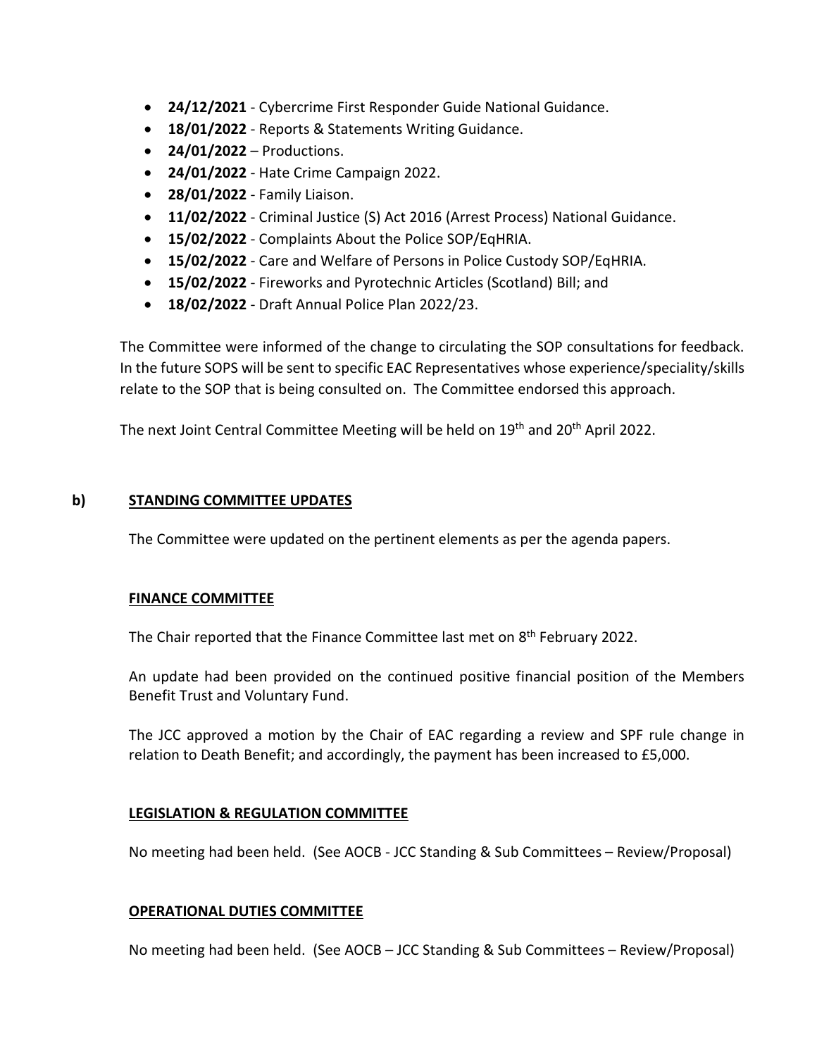- **24/12/2021** - Cybercrime First Responder Guide National Guidance.
- **18/01/2022** - Reports & Statements Writing Guidance.
- **24/01/2022** – Productions.
- **24/01/2022** - Hate Crime Campaign 2022.
- **28/01/2022** - Family Liaison.
- **11/02/2022** - Criminal Justice (S) Act 2016 (Arrest Process) National Guidance.
- **15/02/2022** - Complaints About the Police SOP/EqHRIA.
- **15/02/2022** - Care and Welfare of Persons in Police Custody SOP/EqHRIA.
- **15/02/2022** - Fireworks and Pyrotechnic Articles (Scotland) Bill; and
- **18/02/2022** - Draft Annual Police Plan 2022/23.

The Committee were informed of the change to circulating the SOP consultations for feedback. In the future SOPS will be sent to specific EAC Representatives whose experience/speciality/skills relate to the SOP that is being consulted on. The Committee endorsed this approach.

The next Joint Central Committee Meeting will be held on 19th and 20th April 2022.

**b) STANDING COMMITTEE UPDATES**

The Committee were updated on the pertinent elements as per the agenda papers.

**FINANCE COMMITTEE**

The Chair reported that the Finance Committee last met on 8th February 2022.

An update had been provided on the continued positive financial position of the Members Benefit Trust and Voluntary Fund.

The JCC approved a motion by the Chair of EAC regarding a review and SPF rule change in relation to Death Benefit; and accordingly, the payment has been increased to £5,000.

**LEGISLATION & REGULATION COMMITTEE**

No meeting had been held. (See AOCB - JCC Standing & Sub Committees – Review/Proposal)

**OPERATIONAL DUTIES COMMITTEE**

No meeting had been held. (See AOCB – JCC Standing & Sub Committees – Review/Proposal)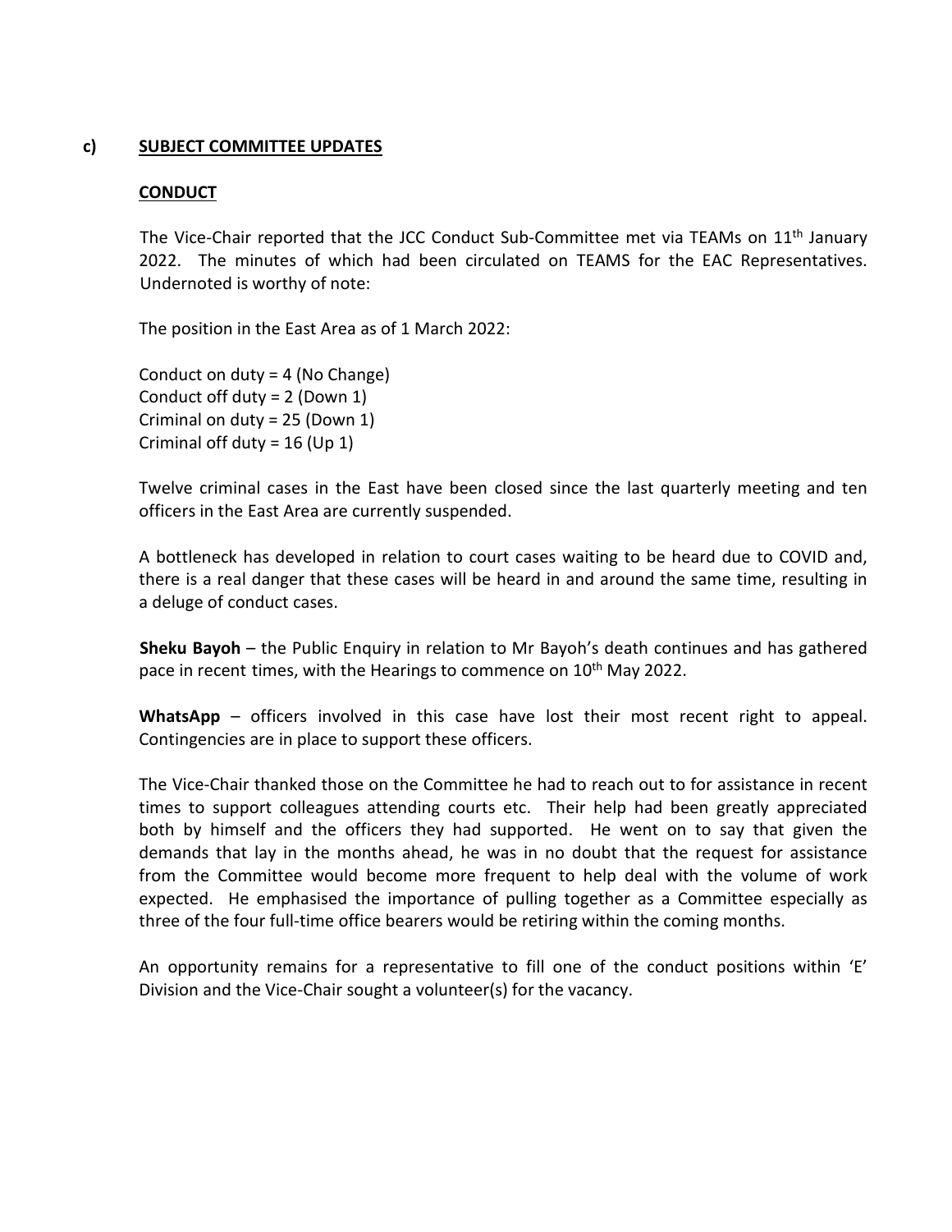**c) SUBJECT COMMITTEE UPDATES**

**CONDUCT**

The Vice-Chair reported that the JCC Conduct Sub-Committee met via TEAMs on 11th January 2022. The minutes of which had been circulated on TEAMS for the EAC Representatives. Undernoted is worthy of note:

The position in the East Area as of 1 March 2022:

Conduct on duty = 4 (No Change)
Conduct off duty = 2 (Down 1)
Criminal on duty = 25 (Down 1)
Criminal off duty = 16 (Up 1)

Twelve criminal cases in the East have been closed since the last quarterly meeting and ten officers in the East Area are currently suspended.

A bottleneck has developed in relation to court cases waiting to be heard due to COVID and, there is a real danger that these cases will be heard in and around the same time, resulting in a deluge of conduct cases.

**Sheku Bayoh** – the Public Enquiry in relation to Mr Bayoh's death continues and has gathered pace in recent times, with the Hearings to commence on 10th May 2022.

**WhatsApp** – officers involved in this case have lost their most recent right to appeal. Contingencies are in place to support these officers.

The Vice-Chair thanked those on the Committee he had to reach out to for assistance in recent times to support colleagues attending courts etc. Their help had been greatly appreciated both by himself and the officers they had supported. He went on to say that given the demands that lay in the months ahead, he was in no doubt that the request for assistance from the Committee would become more frequent to help deal with the volume of work expected. He emphasised the importance of pulling together as a Committee especially as three of the four full-time office bearers would be retiring within the coming months.

An opportunity remains for a representative to fill one of the conduct positions within 'E' Division and the Vice-Chair sought a volunteer(s) for the vacancy.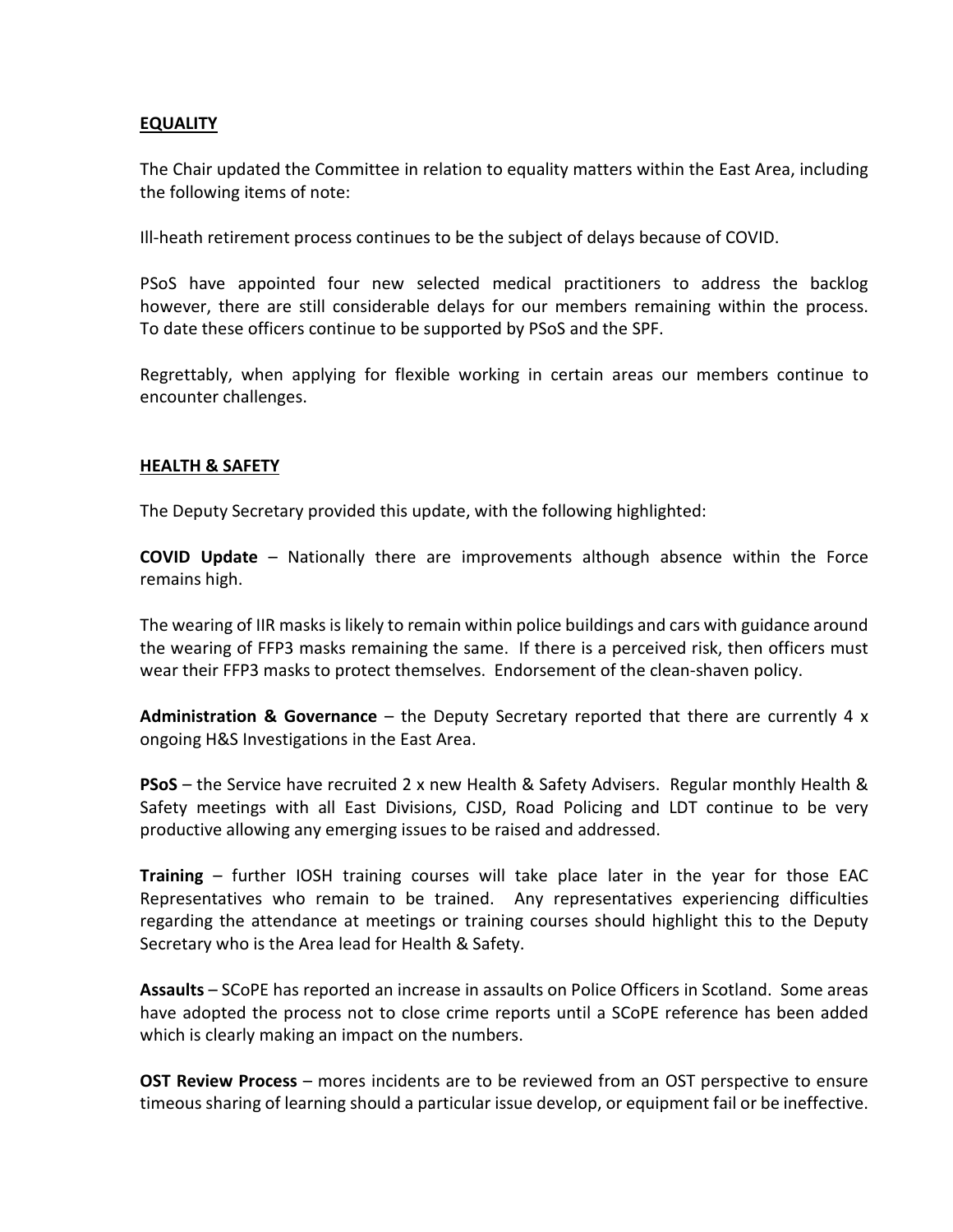**EQUALITY**

The Chair updated the Committee in relation to equality matters within the East Area, including the following items of note:

Ill-heath retirement process continues to be the subject of delays because of COVID.

PSoS have appointed four new selected medical practitioners to address the backlog however, there are still considerable delays for our members remaining within the process. To date these officers continue to be supported by PSoS and the SPF.

Regrettably, when applying for flexible working in certain areas our members continue to encounter challenges.

**HEALTH & SAFETY**

The Deputy Secretary provided this update, with the following highlighted:

**COVID Update** – Nationally there are improvements although absence within the Force remains high.

The wearing of IIR masks is likely to remain within police buildings and cars with guidance around the wearing of FFP3 masks remaining the same. If there is a perceived risk, then officers must wear their FFP3 masks to protect themselves. Endorsement of the clean-shaven policy.

**Administration & Governance** – the Deputy Secretary reported that there are currently 4 x ongoing H&S Investigations in the East Area.

**PSoS** – the Service have recruited 2 x new Health & Safety Advisers. Regular monthly Health & Safety meetings with all East Divisions, CJSD, Road Policing and LDT continue to be very productive allowing any emerging issues to be raised and addressed.

**Training** – further IOSH training courses will take place later in the year for those EAC Representatives who remain to be trained. Any representatives experiencing difficulties regarding the attendance at meetings or training courses should highlight this to the Deputy Secretary who is the Area lead for Health & Safety.

**Assaults** – SCoPE has reported an increase in assaults on Police Officers in Scotland. Some areas have adopted the process not to close crime reports until a SCoPE reference has been added which is clearly making an impact on the numbers.

**OST Review Process** – mores incidents are to be reviewed from an OST perspective to ensure timeous sharing of learning should a particular issue develop, or equipment fail or be ineffective.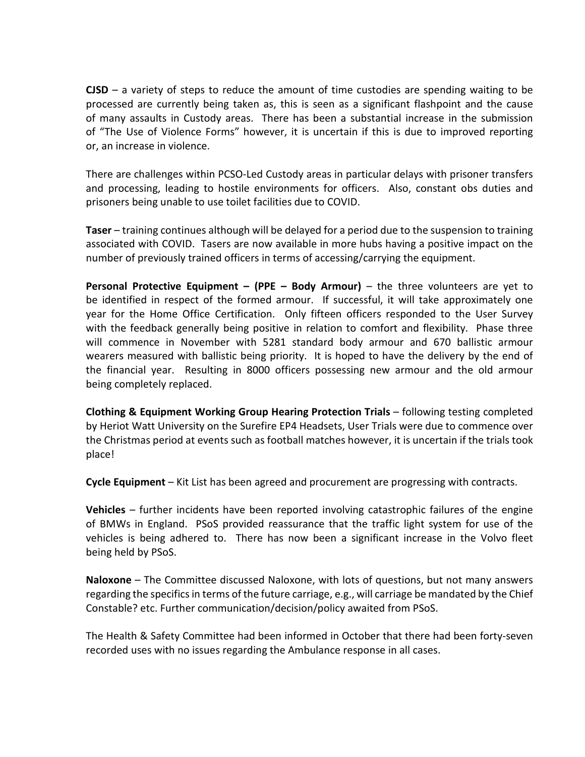**CJSD** – a variety of steps to reduce the amount of time custodies are spending waiting to be processed are currently being taken as, this is seen as a significant flashpoint and the cause of many assaults in Custody areas. There has been a substantial increase in the submission of "The Use of Violence Forms" however, it is uncertain if this is due to improved reporting or, an increase in violence.

There are challenges within PCSO-Led Custody areas in particular delays with prisoner transfers and processing, leading to hostile environments for officers. Also, constant obs duties and prisoners being unable to use toilet facilities due to COVID.

**Taser** – training continues although will be delayed for a period due to the suspension to training associated with COVID. Tasers are now available in more hubs having a positive impact on the number of previously trained officers in terms of accessing/carrying the equipment.

**Personal Protective Equipment – (PPE – Body Armour)** – the three volunteers are yet to be identified in respect of the formed armour. If successful, it will take approximately one year for the Home Office Certification. Only fifteen officers responded to the User Survey with the feedback generally being positive in relation to comfort and flexibility. Phase three will commence in November with 5281 standard body armour and 670 ballistic armour wearers measured with ballistic being priority. It is hoped to have the delivery by the end of the financial year. Resulting in 8000 officers possessing new armour and the old armour being completely replaced.

**Clothing & Equipment Working Group Hearing Protection Trials** – following testing completed by Heriot Watt University on the Surefire EP4 Headsets, User Trials were due to commence over the Christmas period at events such as football matches however, it is uncertain if the trials took place!

**Cycle Equipment** – Kit List has been agreed and procurement are progressing with contracts.

**Vehicles** – further incidents have been reported involving catastrophic failures of the engine of BMWs in England. PSoS provided reassurance that the traffic light system for use of the vehicles is being adhered to. There has now been a significant increase in the Volvo fleet being held by PSoS.

**Naloxone** – The Committee discussed Naloxone, with lots of questions, but not many answers regarding the specifics in terms of the future carriage, e.g., will carriage be mandated by the Chief Constable? etc. Further communication/decision/policy awaited from PSoS.

The Health & Safety Committee had been informed in October that there had been forty-seven recorded uses with no issues regarding the Ambulance response in all cases.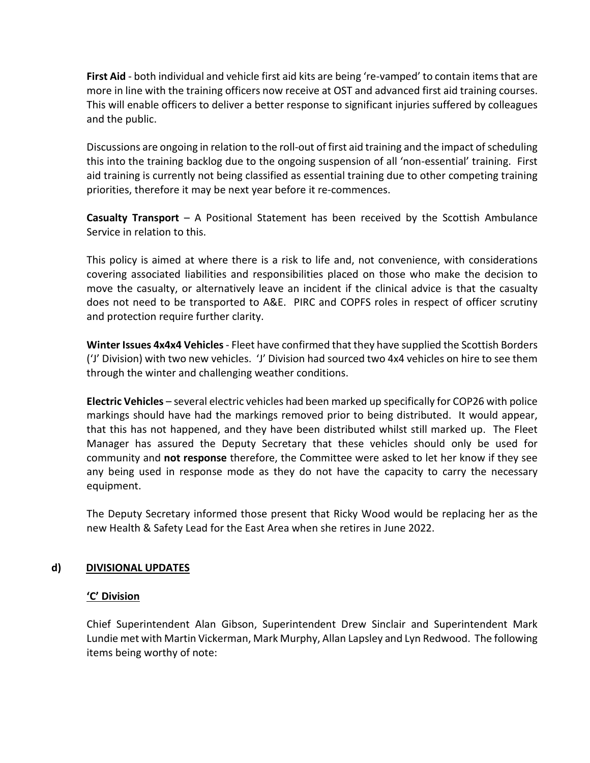**First Aid** - both individual and vehicle first aid kits are being 're-vamped' to contain items that are more in line with the training officers now receive at OST and advanced first aid training courses. This will enable officers to deliver a better response to significant injuries suffered by colleagues and the public.

Discussions are ongoing in relation to the roll-out of first aid training and the impact of scheduling this into the training backlog due to the ongoing suspension of all 'non-essential' training. First aid training is currently not being classified as essential training due to other competing training priorities, therefore it may be next year before it re-commences.

**Casualty Transport** – A Positional Statement has been received by the Scottish Ambulance Service in relation to this.

This policy is aimed at where there is a risk to life and, not convenience, with considerations covering associated liabilities and responsibilities placed on those who make the decision to move the casualty, or alternatively leave an incident if the clinical advice is that the casualty does not need to be transported to A&E. PIRC and COPFS roles in respect of officer scrutiny and protection require further clarity.

**Winter Issues 4x4x4 Vehicles** - Fleet have confirmed that they have supplied the Scottish Borders ('J' Division) with two new vehicles. 'J' Division had sourced two 4x4 vehicles on hire to see them through the winter and challenging weather conditions.

**Electric Vehicles** – several electric vehicles had been marked up specifically for COP26 with police markings should have had the markings removed prior to being distributed. It would appear, that this has not happened, and they have been distributed whilst still marked up. The Fleet Manager has assured the Deputy Secretary that these vehicles should only be used for community and **not response** therefore, the Committee were asked to let her know if they see any being used in response mode as they do not have the capacity to carry the necessary equipment.

The Deputy Secretary informed those present that Ricky Wood would be replacing her as the new Health & Safety Lead for the East Area when she retires in June 2022.

## d) DIVISIONAL UPDATES

### 'C' Division

Chief Superintendent Alan Gibson, Superintendent Drew Sinclair and Superintendent Mark Lundie met with Martin Vickerman, Mark Murphy, Allan Lapsley and Lyn Redwood. The following items being worthy of note: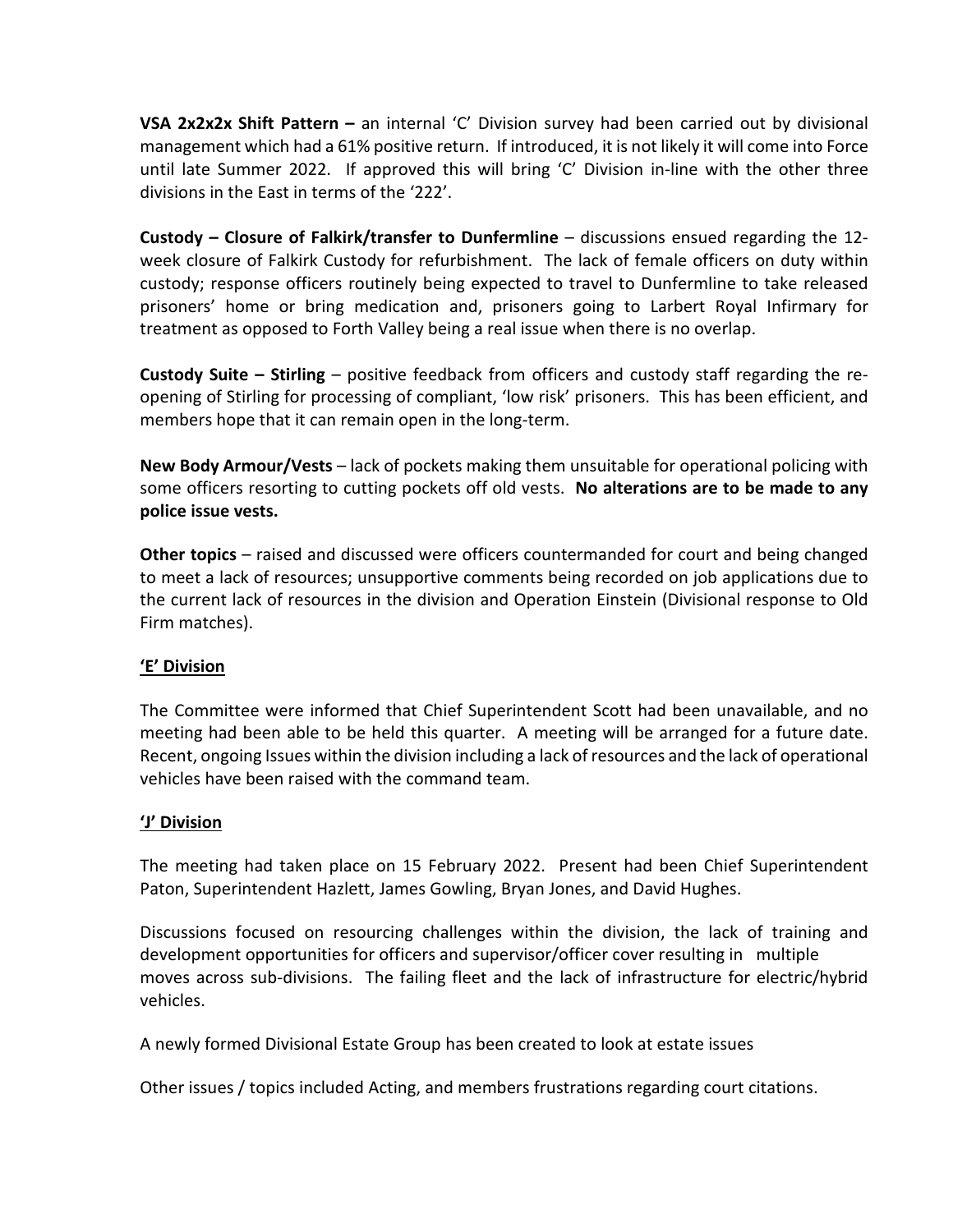**VSA 2x2x2x Shift Pattern –** an internal 'C' Division survey had been carried out by divisional management which had a 61% positive return. If introduced, it is not likely it will come into Force until late Summer 2022. If approved this will bring 'C' Division in-line with the other three divisions in the East in terms of the '222'.

**Custody – Closure of Falkirk/transfer to Dunfermline** – discussions ensued regarding the 12-week closure of Falkirk Custody for refurbishment. The lack of female officers on duty within custody; response officers routinely being expected to travel to Dunfermline to take released prisoners' home or bring medication and, prisoners going to Larbert Royal Infirmary for treatment as opposed to Forth Valley being a real issue when there is no overlap.

**Custody Suite – Stirling** – positive feedback from officers and custody staff regarding the re-opening of Stirling for processing of compliant, 'low risk' prisoners. This has been efficient, and members hope that it can remain open in the long-term.

**New Body Armour/Vests** – lack of pockets making them unsuitable for operational policing with some officers resorting to cutting pockets off old vests. **No alterations are to be made to any police issue vests.**

**Other topics** – raised and discussed were officers countermanded for court and being changed to meet a lack of resources; unsupportive comments being recorded on job applications due to the current lack of resources in the division and Operation Einstein (Divisional response to Old Firm matches).

**<u>'E' Division</u>**

The Committee were informed that Chief Superintendent Scott had been unavailable, and no meeting had been able to be held this quarter. A meeting will be arranged for a future date. Recent, ongoing Issues within the division including a lack of resources and the lack of operational vehicles have been raised with the command team.

**<u>'J' Division</u>**

The meeting had taken place on 15 February 2022. Present had been Chief Superintendent Paton, Superintendent Hazlett, James Gowling, Bryan Jones, and David Hughes.

Discussions focused on resourcing challenges within the division, the lack of training and development opportunities for officers and supervisor/officer cover resulting in multiple moves across sub-divisions. The failing fleet and the lack of infrastructure for electric/hybrid vehicles.

A newly formed Divisional Estate Group has been created to look at estate issues

Other issues / topics included Acting, and members frustrations regarding court citations.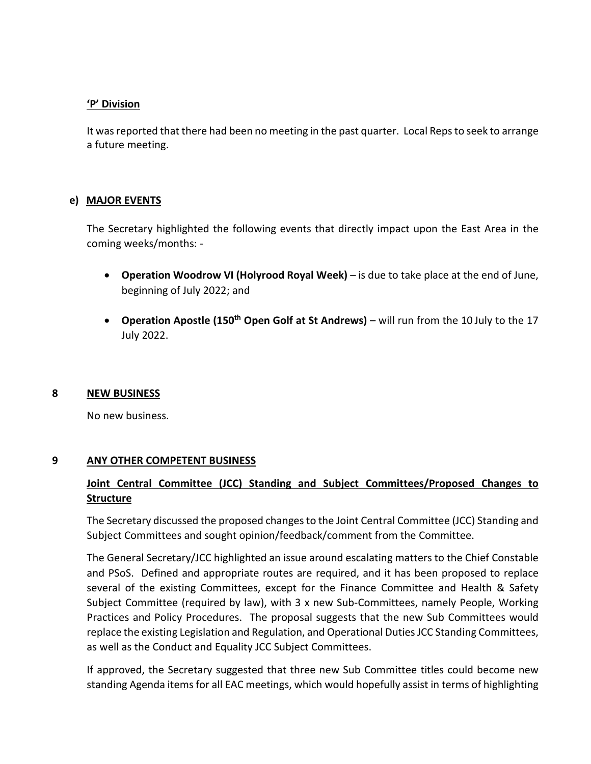**'P' Division**

It was reported that there had been no meeting in the past quarter. Local Reps to seek to arrange a future meeting.

**e) MAJOR EVENTS**

The Secretary highlighted the following events that directly impact upon the East Area in the coming weeks/months: -

- **Operation Woodrow VI (Holyrood Royal Week)** – is due to take place at the end of June, beginning of July 2022; and
- **Operation Apostle (150th Open Golf at St Andrews)** – will run from the 10 July to the 17 July 2022.

## 8 NEW BUSINESS

No new business.

## 9 ANY OTHER COMPETENT BUSINESS

**Joint Central Committee (JCC) Standing and Subject Committees/Proposed Changes to Structure**

The Secretary discussed the proposed changes to the Joint Central Committee (JCC) Standing and Subject Committees and sought opinion/feedback/comment from the Committee.

The General Secretary/JCC highlighted an issue around escalating matters to the Chief Constable and PSoS. Defined and appropriate routes are required, and it has been proposed to replace several of the existing Committees, except for the Finance Committee and Health & Safety Subject Committee (required by law), with 3 x new Sub-Committees, namely People, Working Practices and Policy Procedures. The proposal suggests that the new Sub Committees would replace the existing Legislation and Regulation, and Operational Duties JCC Standing Committees, as well as the Conduct and Equality JCC Subject Committees.

If approved, the Secretary suggested that three new Sub Committee titles could become new standing Agenda items for all EAC meetings, which would hopefully assist in terms of highlighting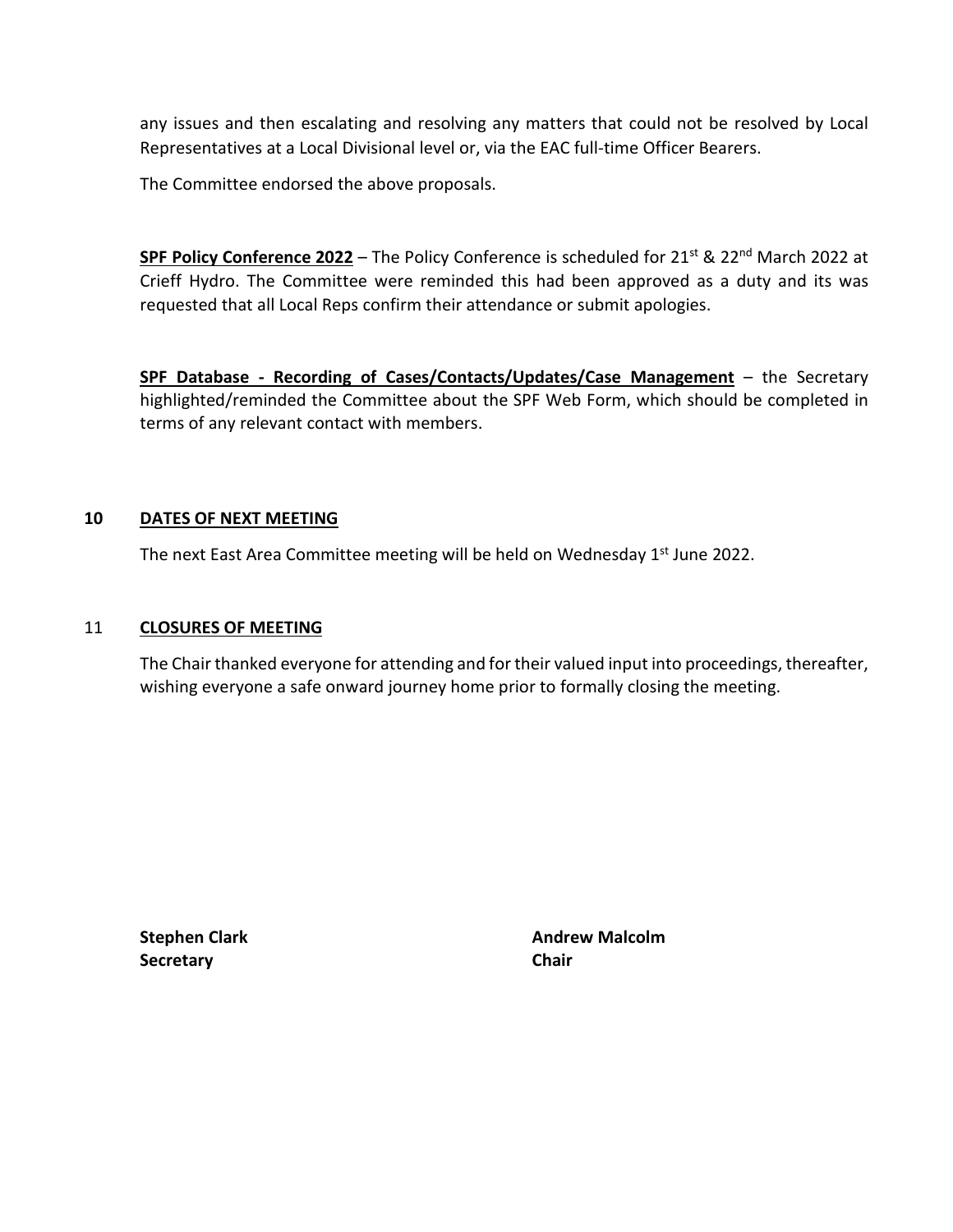any issues and then escalating and resolving any matters that could not be resolved by Local Representatives at a Local Divisional level or, via the EAC full-time Officer Bearers.

The Committee endorsed the above proposals.

**SPF Policy Conference 2022** – The Policy Conference is scheduled for 21st & 22nd March 2022 at Crieff Hydro. The Committee were reminded this had been approved as a duty and its was requested that all Local Reps confirm their attendance or submit apologies.

**SPF Database - Recording of Cases/Contacts/Updates/Case Management** – the Secretary highlighted/reminded the Committee about the SPF Web Form, which should be completed in terms of any relevant contact with members.

## 10 DATES OF NEXT MEETING

The next East Area Committee meeting will be held on Wednesday 1st June 2022.

## 11 CLOSURES OF MEETING

The Chair thanked everyone for attending and for their valued input into proceedings, thereafter, wishing everyone a safe onward journey home prior to formally closing the meeting.

**Stephen Clark**
**Secretary**

**Andrew Malcolm**
**Chair**